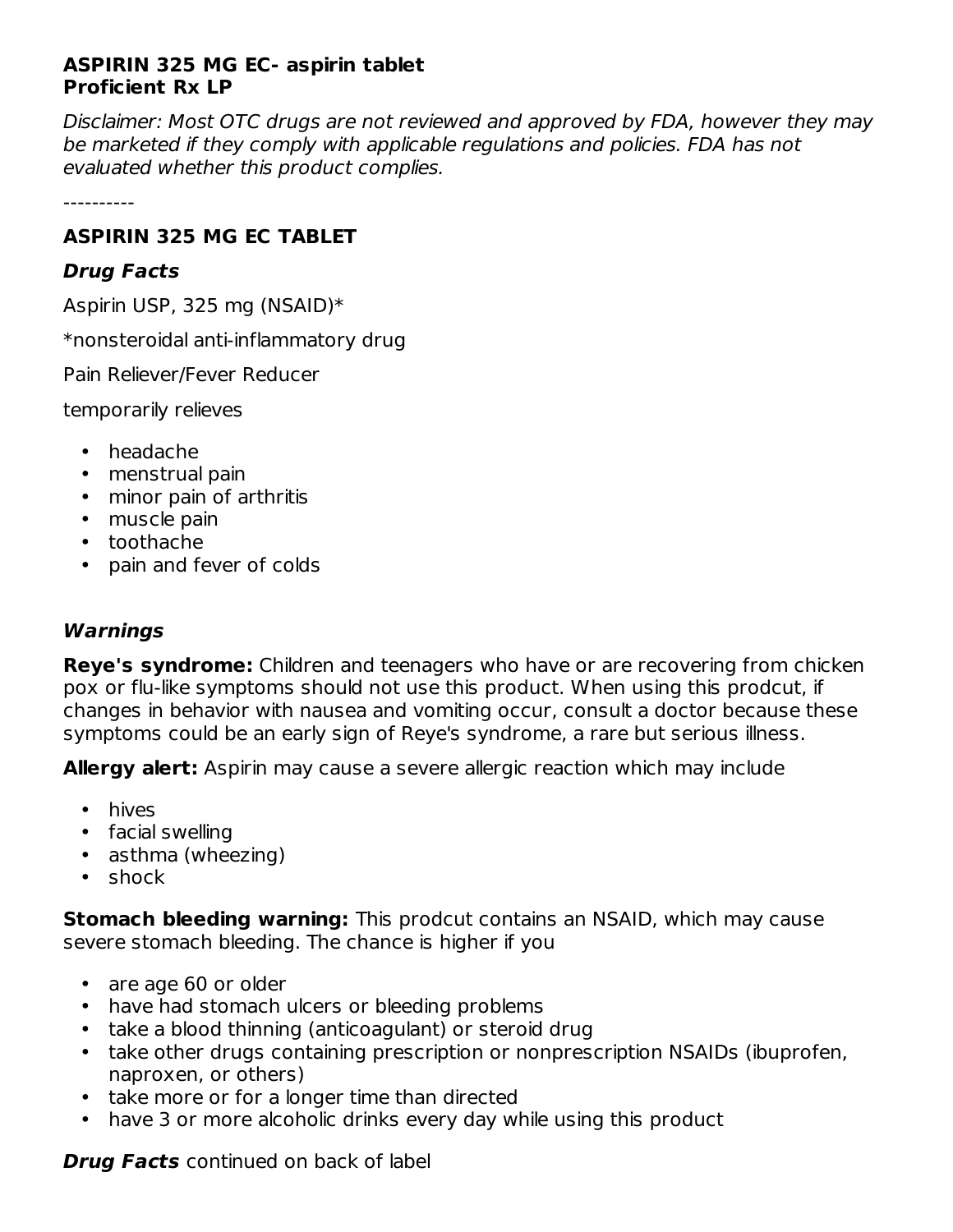**ASPIRIN 325 MG EC- aspirin tablet**
**Proficient Rx LP**

*Disclaimer: Most OTC drugs are not reviewed and approved by FDA, however they may be marketed if they comply with applicable regulations and policies. FDA has not evaluated whether this product complies.*

----------

### ASPIRIN 325 MG EC TABLET

#### *Drug Facts*

Aspirin USP, 325 mg (NSAID)*

*nonsteroidal anti-inflammatory drug

Pain Reliever/Fever Reducer

temporarily relieves

- headache
- menstrual pain
- minor pain of arthritis
- muscle pain
- toothache
- pain and fever of colds

#### *Warnings*

**Reye's syndrome:** Children and teenagers who have or are recovering from chicken pox or flu-like symptoms should not use this product. When using this prodcut, if changes in behavior with nausea and vomiting occur, consult a doctor because these symptoms could be an early sign of Reye's syndrome, a rare but serious illness.

**Allergy alert:** Aspirin may cause a severe allergic reaction which may include

- hives
- facial swelling
- asthma (wheezing)
- shock

**Stomach bleeding warning:** This prodcut contains an NSAID, which may cause severe stomach bleeding. The chance is higher if you

- are age 60 or older
- have had stomach ulcers or bleeding problems
- take a blood thinning (anticoagulant) or steroid drug
- take other drugs containing prescription or nonprescription NSAIDs (ibuprofen, naproxen, or others)
- take more or for a longer time than directed
- have 3 or more alcoholic drinks every day while using this product

***Drug Facts*** continued on back of label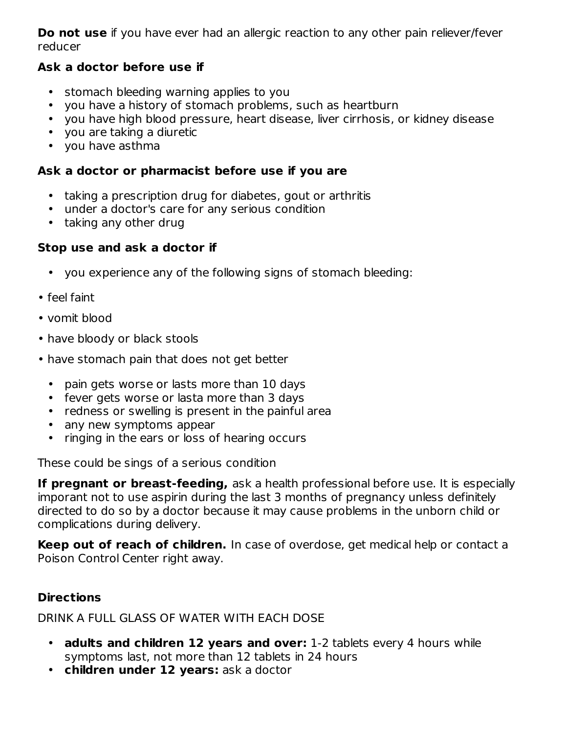**Do not use** if you have ever had an allergic reaction to any other pain reliever/fever reducer

**Ask a doctor before use if**

- stomach bleeding warning applies to you
- you have a history of stomach problems, such as heartburn
- you have high blood pressure, heart disease, liver cirrhosis, or kidney disease
- you are taking a diuretic
- you have asthma

**Ask a doctor or pharmacist before use if you are**

- taking a prescription drug for diabetes, gout or arthritis
- under a doctor's care for any serious condition
- taking any other drug

**Stop use and ask a doctor if**

- you experience any of the following signs of stomach bleeding:

• feel faint

• vomit blood

• have bloody or black stools

• have stomach pain that does not get better

- pain gets worse or lasts more than 10 days
- fever gets worse or lasta more than 3 days
- redness or swelling is present in the painful area
- any new symptoms appear
- ringing in the ears or loss of hearing occurs

These could be sings of a serious condition

**If pregnant or breast-feeding,** ask a health professional before use. It is especially imporant not to use aspirin during the last 3 months of pregnancy unless definitely directed to do so by a doctor because it may cause problems in the unborn child or complications during delivery.

**Keep out of reach of children.** In case of overdose, get medical help or contact a Poison Control Center right away.

**Directions**

DRINK A FULL GLASS OF WATER WITH EACH DOSE

- **adults and children 12 years and over:** 1-2 tablets every 4 hours while symptoms last, not more than 12 tablets in 24 hours
- **children under 12 years:** ask a doctor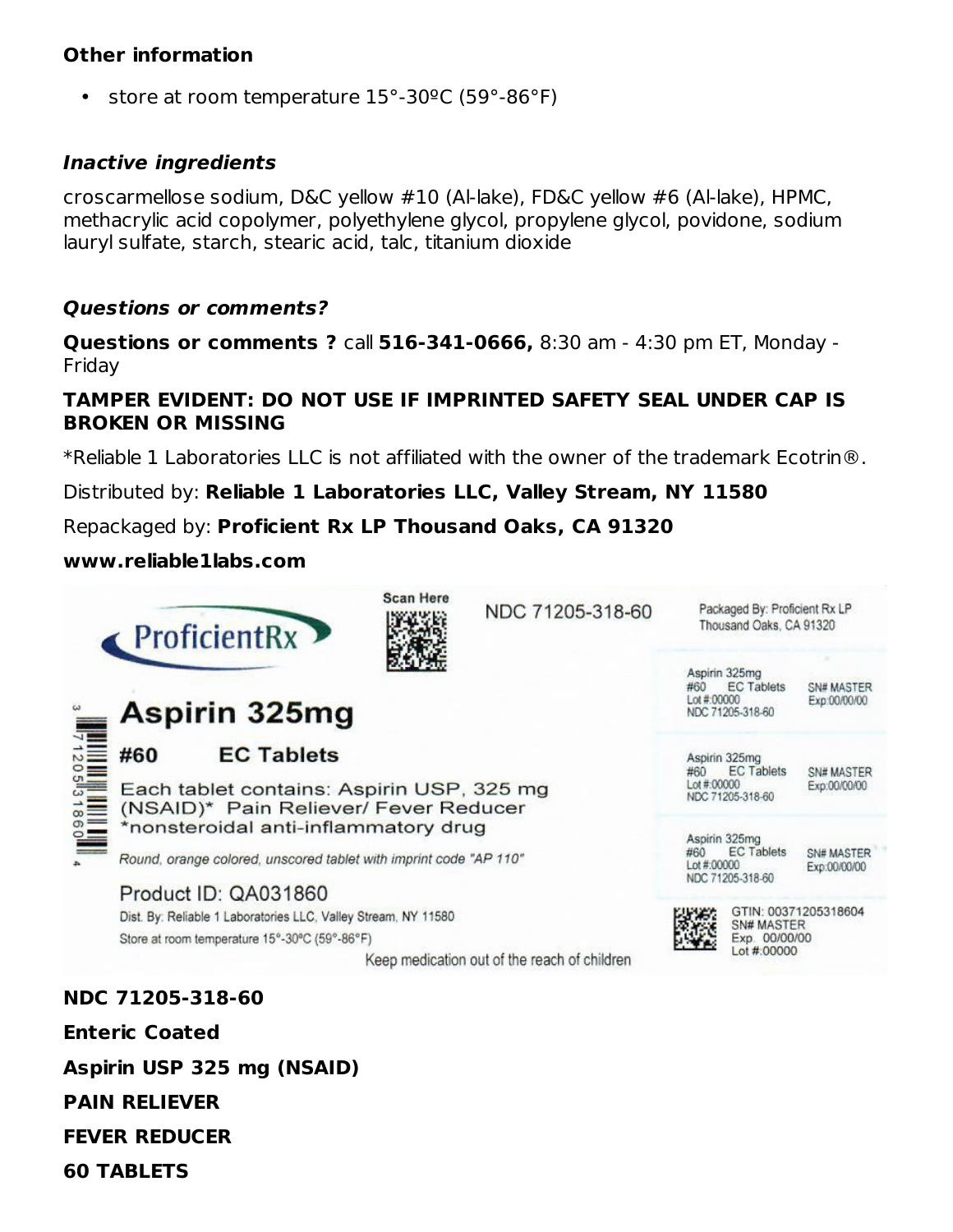### Other information

- store at room temperature 15°-30ºC (59°-86°F)

### *Inactive ingredients*

croscarmellose sodium, D&C yellow #10 (Al-lake), FD&C yellow #6 (Al-lake), HPMC, methacrylic acid copolymer, polyethylene glycol, propylene glycol, povidone, sodium lauryl sulfate, starch, stearic acid, talc, titanium dioxide

### *Questions or comments?*

**Questions or comments ?** call **516-341-0666,** 8:30 am - 4:30 pm ET, Monday - Friday

**TAMPER EVIDENT: DO NOT USE IF IMPRINTED SAFETY SEAL UNDER CAP IS BROKEN OR MISSING**

*Reliable 1 Laboratories LLC is not affiliated with the owner of the trademark Ecotrin®.

Distributed by: **Reliable 1 Laboratories LLC, Valley Stream, NY 11580**

Repackaged by: **Proficient Rx LP Thousand Oaks, CA 91320**

**www.reliable1labs.com**

ProficientRx

Scan Here

NDC 71205-318-60

Packaged By: Proficient Rx LP
Thousand Oaks, CA 91320

**Aspirin 325mg**

**#60 EC Tablets**

Each tablet contains: Aspirin USP, 325 mg
(NSAID)* Pain Reliever/ Fever Reducer
*nonsteroidal anti-inflammatory drug

*Round, orange colored, unscored tablet with imprint code "AP 110"*

Product ID: QA031860

Dist. By: Reliable 1 Laboratories LLC, Valley Stream, NY 11580

Store at room temperature 15°-30ºC (59°-86°F)

Keep medication out of the reach of children

3 71205 31860 4

Aspirin 325mg
#60 EC Tablets
Lot #:00000
NDC 71205-318-60
SN# MASTER
Exp:00/00/00

Aspirin 325mg
#60 EC Tablets
Lot #:00000
NDC 71205-318-60
SN# MASTER
Exp:00/00/00

Aspirin 325mg
#60 EC Tablets
Lot #:00000
NDC 71205-318-60
SN# MASTER
Exp:00/00/00

GTIN: 00371205318604
SN# MASTER
Exp. 00/00/00
Lot #:00000

**NDC 71205-318-60**

**Enteric Coated**

**Aspirin USP 325 mg (NSAID)**

**PAIN RELIEVER**

**FEVER REDUCER**

**60 TABLETS**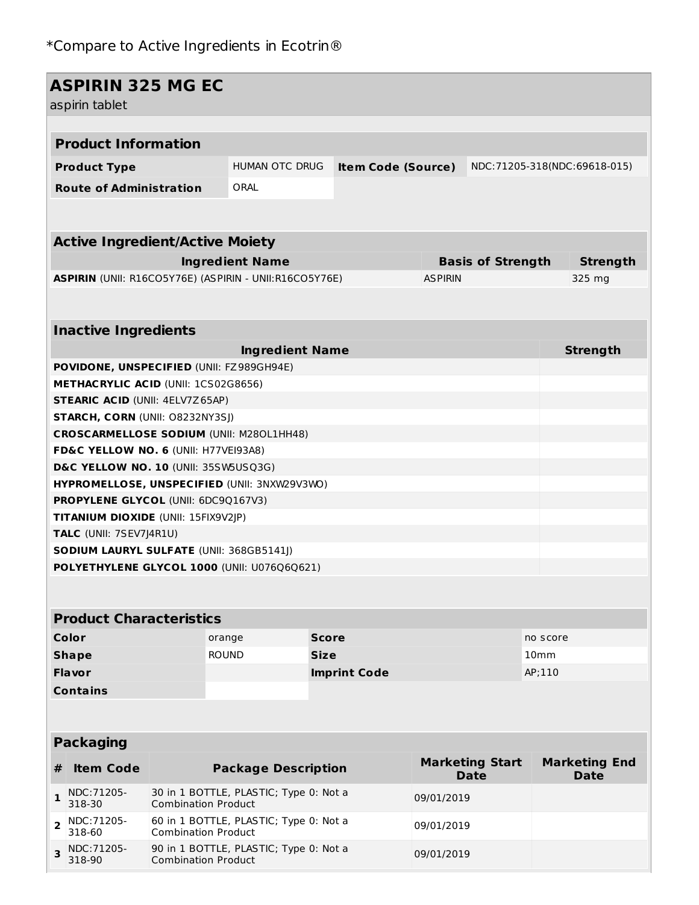*Compare to Active Ingredients in Ecotrin®

## ASPIRIN 325 MG EC

aspirin tablet

### Product Information

| | | | |
|---|---|---|---|
| **Product Type** | HUMAN OTC DRUG | **Item Code (Source)** | NDC:71205-318(NDC:69618-015) |
| **Route of Administration** | ORAL | | |

### Active Ingredient/Active Moiety

| Ingredient Name | Basis of Strength | Strength |
|---|---|---|
| **ASPIRIN** (UNII: R16CO5Y76E) (ASPIRIN - UNII:R16CO5Y76E) | ASPIRIN | 325 mg |

### Inactive Ingredients

| Ingredient Name | Strength |
|---|---|
| **POVIDONE, UNSPECIFIED** (UNII: FZ989GH94E) | |
| **METHACRYLIC ACID** (UNII: 1CS02G8656) | |
| **STEARIC ACID** (UNII: 4ELV7Z65AP) | |
| **STARCH, CORN** (UNII: O8232NY3SJ) | |
| **CROSCARMELLOSE SODIUM** (UNII: M28OL1HH48) | |
| **FD&C YELLOW NO. 6** (UNII: H77VEI93A8) | |
| **D&C YELLOW NO. 10** (UNII: 35SW5USQ3G) | |
| **HYPROMELLOSE, UNSPECIFIED** (UNII: 3NXW29V3WO) | |
| **PROPYLENE GLYCOL** (UNII: 6DC9Q167V3) | |
| **TITANIUM DIOXIDE** (UNII: 15FIX9V2JP) | |
| **TALC** (UNII: 7SEV7J4R1U) | |
| **SODIUM LAURYL SULFATE** (UNII: 368GB5141J) | |
| **POLYETHYLENE GLYCOL 1000** (UNII: U076Q6Q621) | |

### Product Characteristics

| | | | |
|---|---|---|---|
| **Color** | orange | **Score** | no score |
| **Shape** | ROUND | **Size** | 10mm |
| **Flavor** | | **Imprint Code** | AP;110 |
| **Contains** | | | |

### Packaging

| # | Item Code | Package Description | Marketing Start Date | Marketing End Date |
|---|---|---|---|---|
| 1 | NDC:71205-318-30 | 30 in 1 BOTTLE, PLASTIC; Type 0: Not a Combination Product | 09/01/2019 | |
| 2 | NDC:71205-318-60 | 60 in 1 BOTTLE, PLASTIC; Type 0: Not a Combination Product | 09/01/2019 | |
| 3 | NDC:71205-318-90 | 90 in 1 BOTTLE, PLASTIC; Type 0: Not a Combination Product | 09/01/2019 | |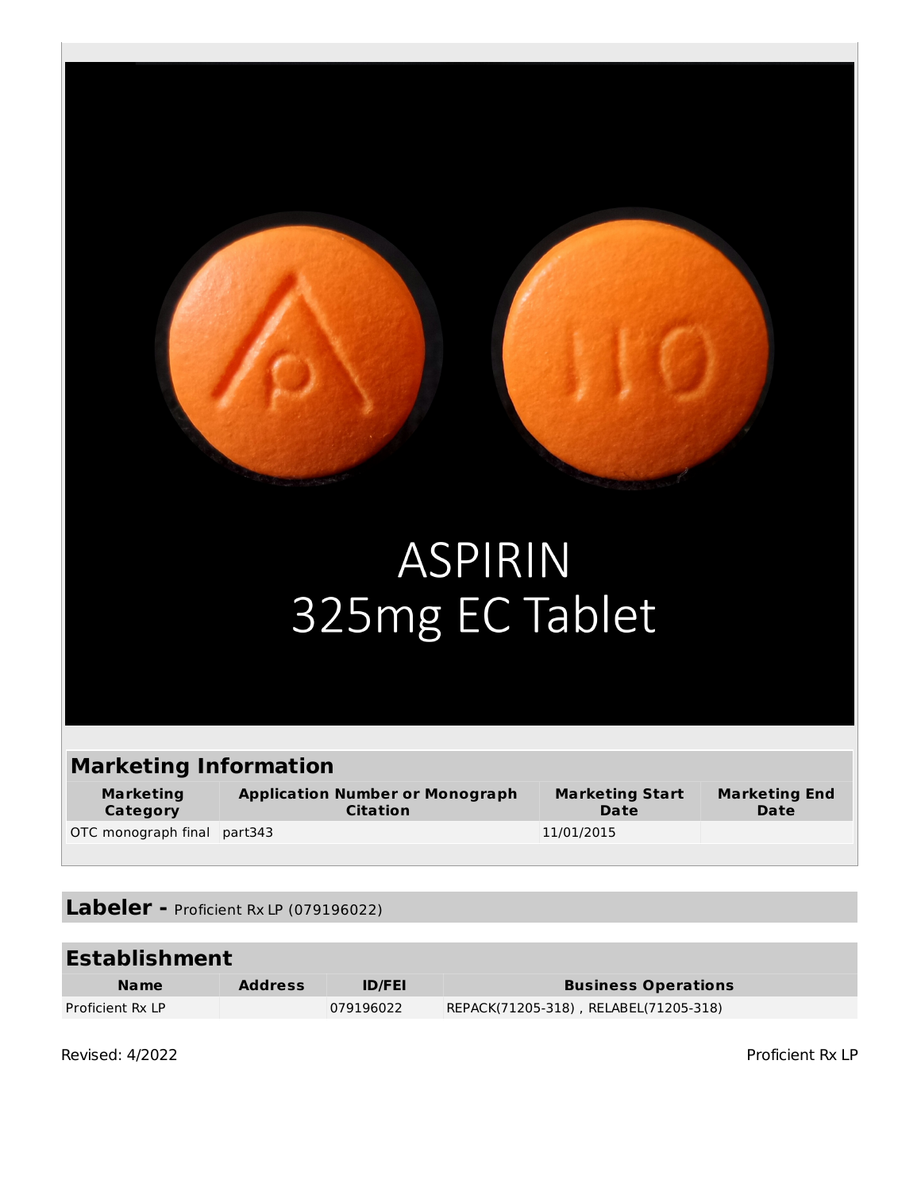ASPIRIN
325mg EC Tablet

## Marketing Information

| Marketing Category | Application Number or Monograph Citation | Marketing Start Date | Marketing End Date |
|---|---|---|---|
| OTC monograph final | part343 | 11/01/2015 | |

## Labeler - Proficient Rx LP (079196022)

## Establishment

| Name | Address | ID/FEI | Business Operations |
|---|---|---|---|
| Proficient Rx LP | | 079196022 | REPACK(71205-318) , RELABEL(71205-318) |

Revised: 4/2022

Proficient Rx LP